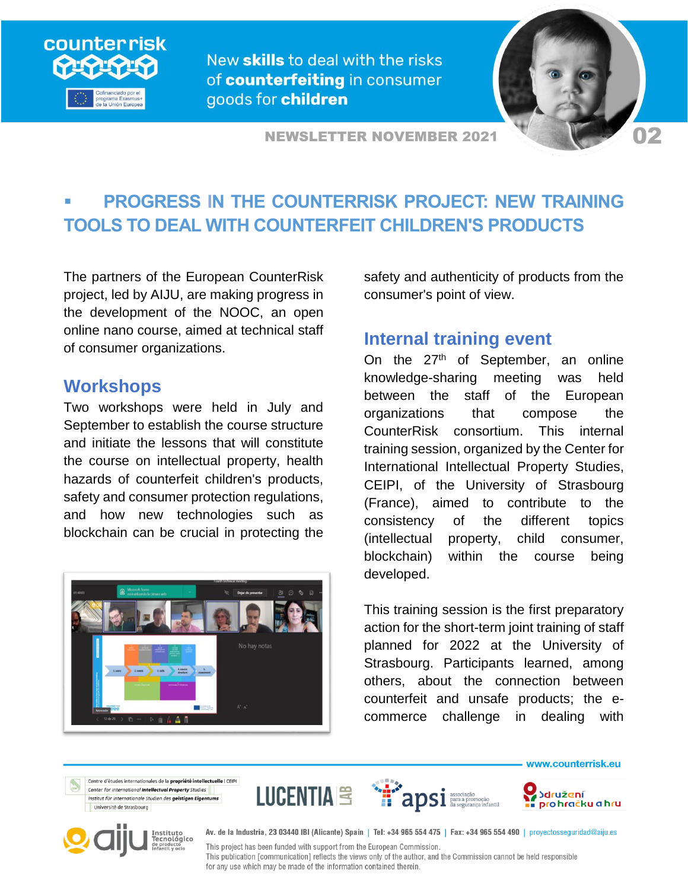counter risk

Cofinanciado por el programa Erasmus+ de la Unión Europea

New **skills** to deal with the risks of **counterfeiting** in consumer goods for **children**

NEWSLETTER NOVEMBER 2021

02

# PROGRESS IN THE COUNTERRISK PROJECT: NEW TRAINING TOOLS TO DEAL WITH COUNTERFEIT CHILDREN'S PRODUCTS

The partners of the European CounterRisk project, led by AIJU, are making progress in the development of the NOOC, an open online nano course, aimed at technical staff of consumer organizations.

## Workshops

Two workshops were held in July and September to establish the course structure and initiate the lessons that will constitute the course on intellectual property, health hazards of counterfeit children's products, safety and consumer protection regulations, and how new technologies such as blockchain can be crucial in protecting the safety and authenticity of products from the consumer's point of view.

## Internal training event

On the 27th of September, an online knowledge-sharing meeting was held between the staff of the European organizations that compose the CounterRisk consortium. This internal training session, organized by the Center for International Intellectual Property Studies, CEIPI, of the University of Strasbourg (France), aimed to contribute to the consistency of the different topics (intellectual property, child consumer, blockchain) within the course being developed.

This training session is the first preparatory action for the short-term joint training of staff planned for 2022 at the University of Strasbourg. Participants learned, among others, about the connection between counterfeit and unsafe products; the e-commerce challenge in dealing with

www.counterrisk.eu

Centre d'études internationales de la propriété intellectuelle | CEIPI
Center for International Intellectual Property Studies
Institut für internationale Studien des geistigen Eigentums
Université de Strasbourg

LUCENTIA LAB

apsi associação para a promoção da segurança infantil

Sdružení pro hračku a hru

aiju Instituto Tecnológico de producto infantil y ocio

Av. de la Industria, 23 03440 IBI (Alicante) Spain | Tel: +34 965 554 475 | Fax: +34 965 554 490 | proyectosseguridad@aiju.es

This project has been funded with support from the European Commission.
This publication [communication] reflects the views only of the author, and the Commission cannot be held responsible for any use which may be made of the information contained therein.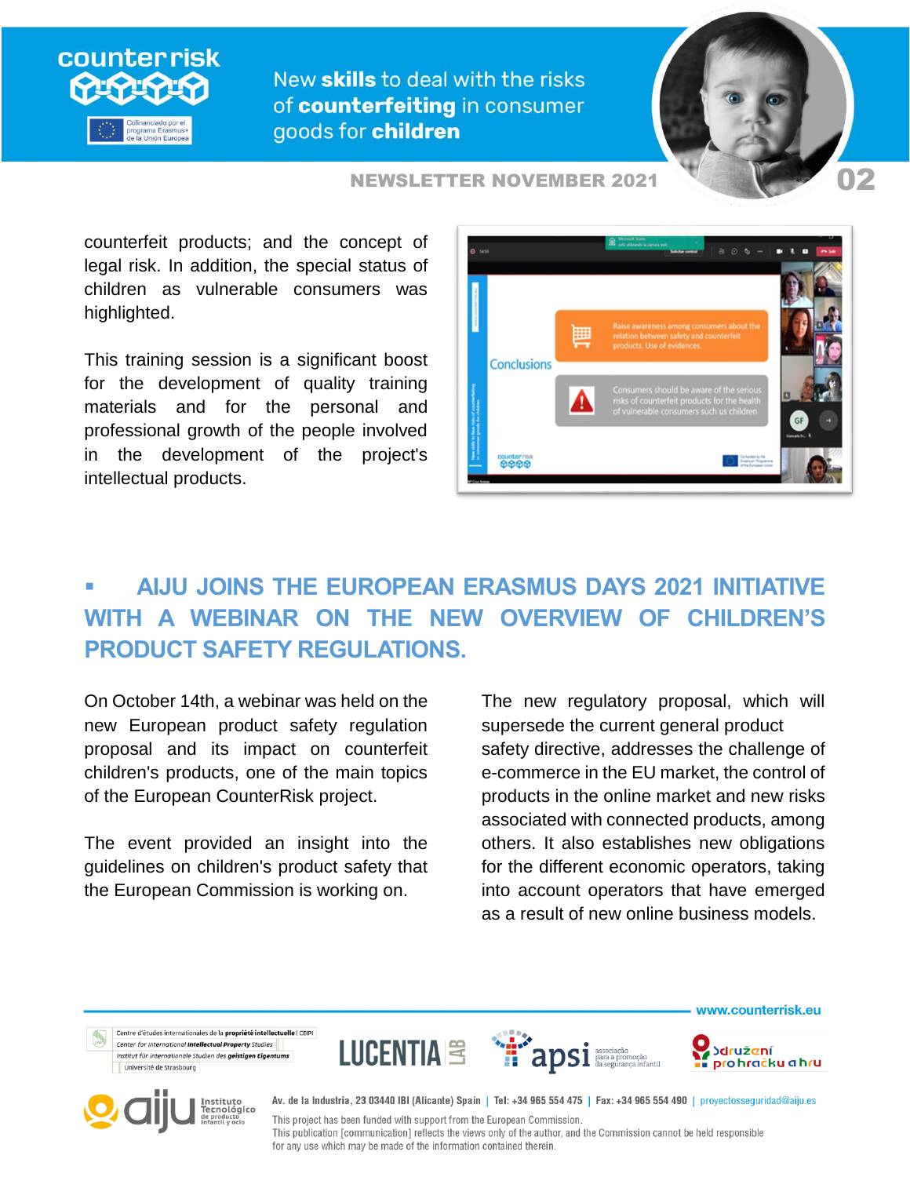counterfeit products; and the concept of legal risk. In addition, the special status of children as vulnerable consumers was highlighted.

This training session is a significant boost for the development of quality training materials and for the personal and professional growth of the people involved in the development of the project's intellectual products.

## AIJU JOINS THE EUROPEAN ERASMUS DAYS 2021 INITIATIVE WITH A WEBINAR ON THE NEW OVERVIEW OF CHILDREN'S PRODUCT SAFETY REGULATIONS.

On October 14th, a webinar was held on the new European product safety regulation proposal and its impact on counterfeit children's products, one of the main topics of the European CounterRisk project.

The event provided an insight into the guidelines on children's product safety that the European Commission is working on.

The new regulatory proposal, which will supersede the current general product safety directive, addresses the challenge of e-commerce in the EU market, the control of products in the online market and new risks associated with connected products, among others. It also establishes new obligations for the different economic operators, taking into account operators that have emerged as a result of new online business models.

www.counterrisk.eu

Av. de la Industria, 23 03440 IBI (Alicante) Spain | Tel: +34 965 554 475 | Fax: +34 965 554 490 | proyectosseguridad@aiju.es

This project has been funded with support from the European Commission.
This publication [communication] reflects the views only of the author, and the Commission cannot be held responsible for any use which may be made of the information contained therein.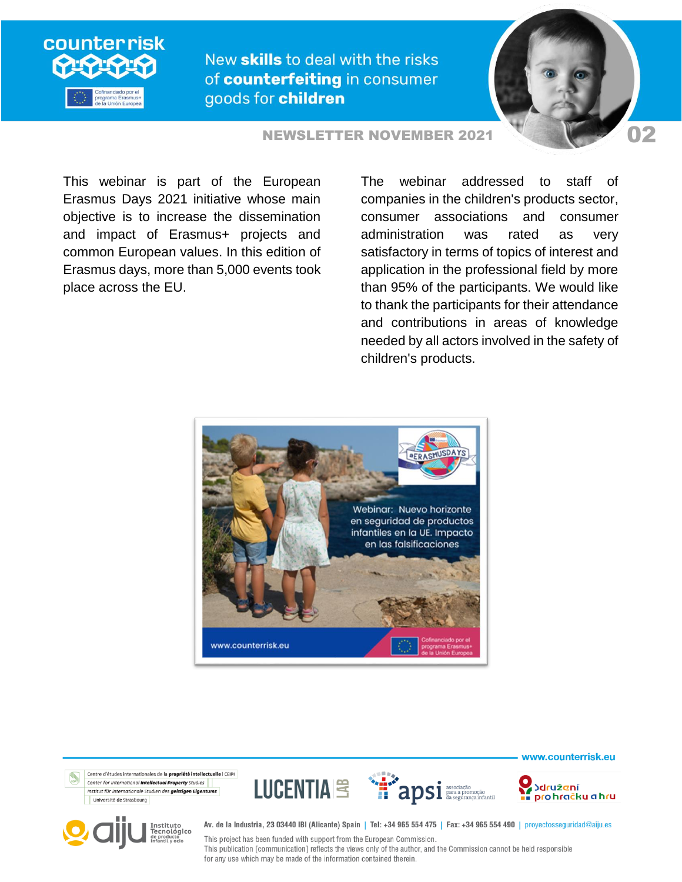This webinar is part of the European Erasmus Days 2021 initiative whose main objective is to increase the dissemination and impact of Erasmus+ projects and common European values. In this edition of Erasmus days, more than 5,000 events took place across the EU.

The webinar addressed to staff of companies in the children's products sector, consumer associations and consumer administration was rated as very satisfactory in terms of topics of interest and application in the professional field by more than 95% of the participants. We would like to thank the participants for their attendance and contributions in areas of knowledge needed by all actors involved in the safety of children's products.

#ERASMUSDAYS

Webinar: Nuevo horizonte en seguridad de productos infantiles en la UE. Impacto en las falsificaciones

www.counterrisk.eu

Cofinanciado por el programa Erasmus+ de la Unión Europea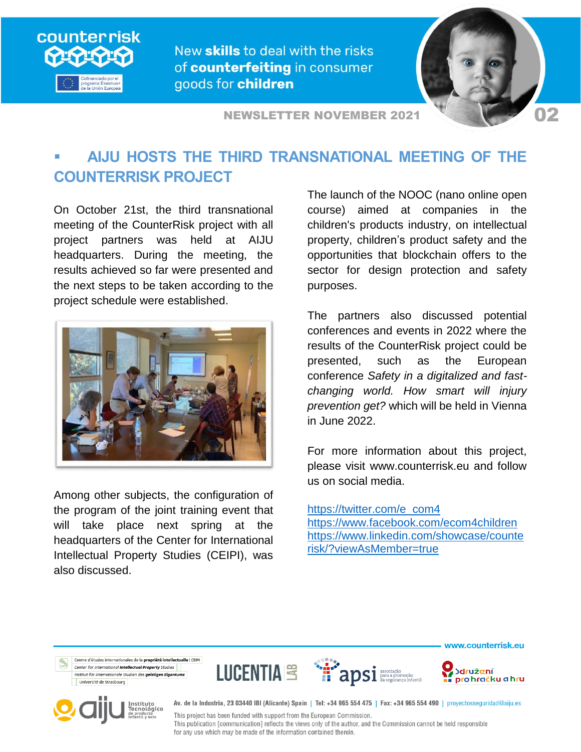counter risk

New **skills** to deal with the risks of **counterfeiting** in consumer goods for **children**

NEWSLETTER NOVEMBER 2021

02

## ▪ AIJU HOSTS THE THIRD TRANSNATIONAL MEETING OF THE COUNTERRISK PROJECT

On October 21st, the third transnational meeting of the CounterRisk project with all project partners was held at AIJU headquarters. During the meeting, the results achieved so far were presented and the next steps to be taken according to the project schedule were established.

Among other subjects, the configuration of the program of the joint training event that will take place next spring at the headquarters of the Center for International Intellectual Property Studies (CEIPI), was also discussed.

The launch of the NOOC (nano online open course) aimed at companies in the children's products industry, on intellectual property, children's product safety and the opportunities that blockchain offers to the sector for design protection and safety purposes.

The partners also discussed potential conferences and events in 2022 where the results of the CounterRisk project could be presented, such as the European conference *Safety in a digitalized and fast-changing world. How smart will injury prevention get?* which will be held in Vienna in June 2022.

For more information about this project, please visit www.counterrisk.eu and follow us on social media.

https://twitter.com/e_com4
https://www.facebook.com/ecom4children
https://www.linkedin.com/showcase/counterisk/?viewAsMember=true

www.counterrisk.eu

Av. de la Industria, 23 03440 IBI (Alicante) Spain | Tel: +34 965 554 475 | Fax: +34 965 554 490 | proyectosseguridad@aiju.es

This project has been funded with support from the European Commission.
This publication [communication] reflects the views only of the author, and the Commission cannot be held responsible for any use which may be made of the information contained therein.